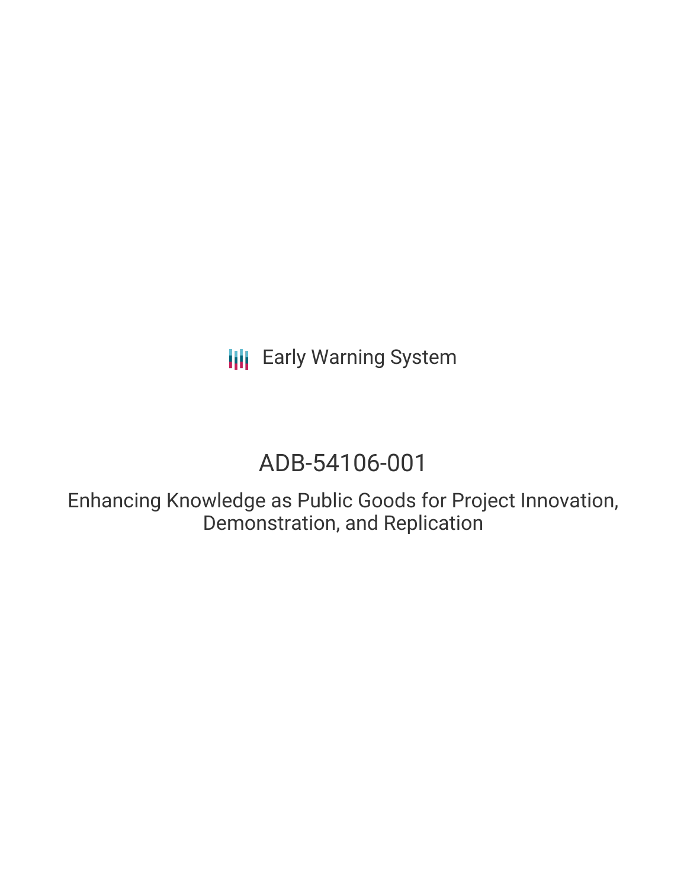Early Warning System

# ADB-54106-001

## Enhancing Knowledge as Public Goods for Project Innovation, Demonstration, and Replication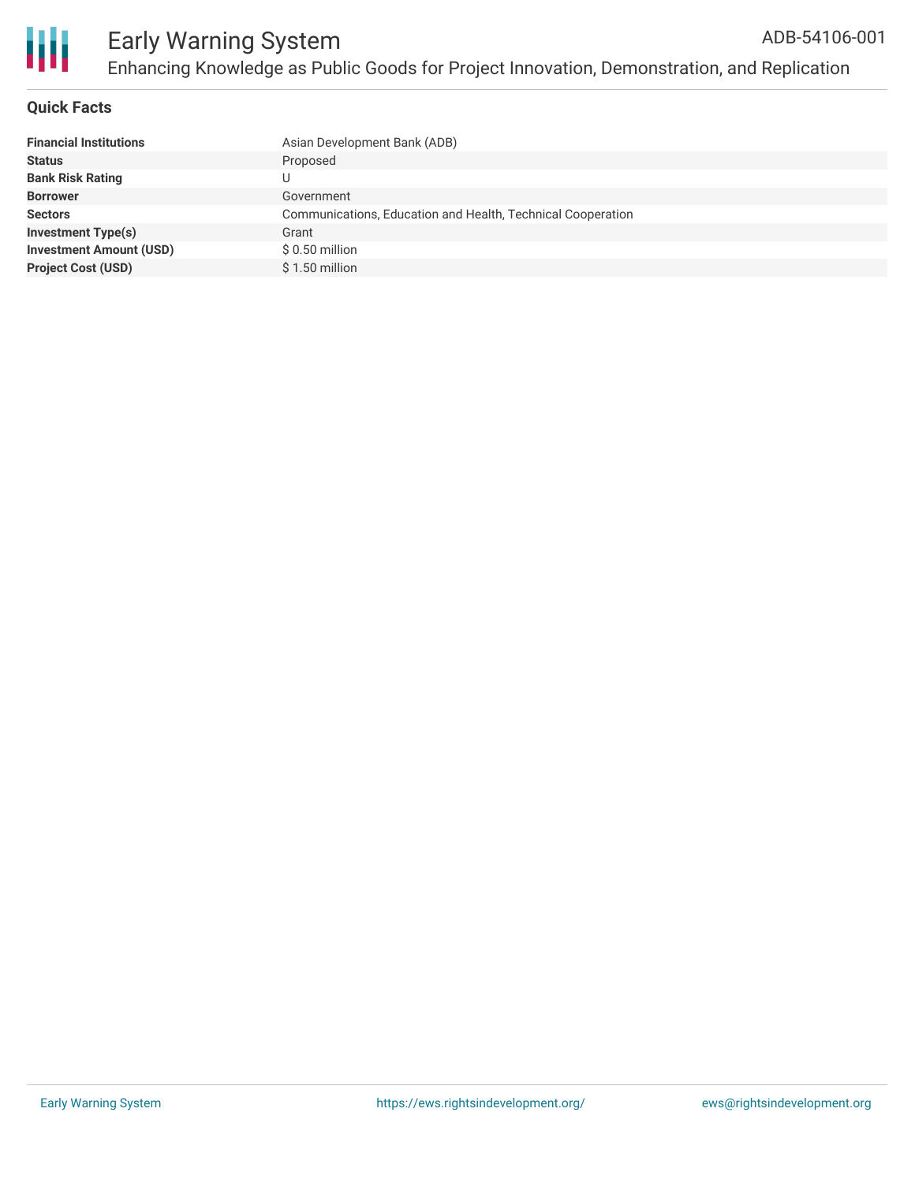## Quick Facts

| | |
|---|---|
| **Financial Institutions** | Asian Development Bank (ADB) |
| **Status** | Proposed |
| **Bank Risk Rating** | U |
| **Borrower** | Government |
| **Sectors** | Communications, Education and Health, Technical Cooperation |
| **Investment Type(s)** | Grant |
| **Investment Amount (USD)** | $ 0.50 million |
| **Project Cost (USD)** | $ 1.50 million |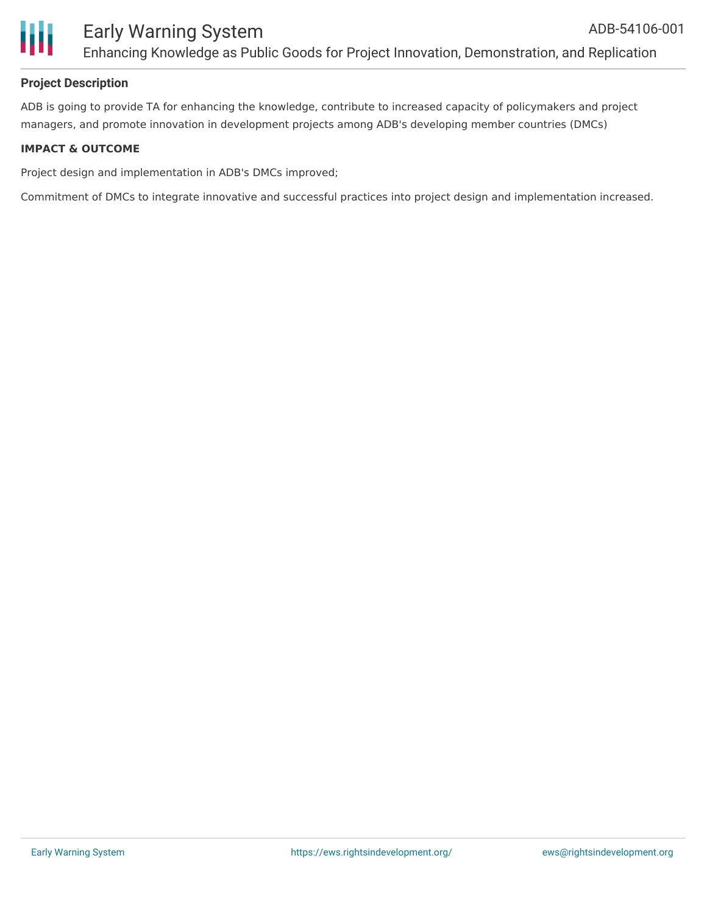## Project Description

ADB is going to provide TA for enhancing the knowledge, contribute to increased capacity of policymakers and project managers, and promote innovation in development projects among ADB's developing member countries (DMCs)

### IMPACT & OUTCOME

Project design and implementation in ADB's DMCs improved;

Commitment of DMCs to integrate innovative and successful practices into project design and implementation increased.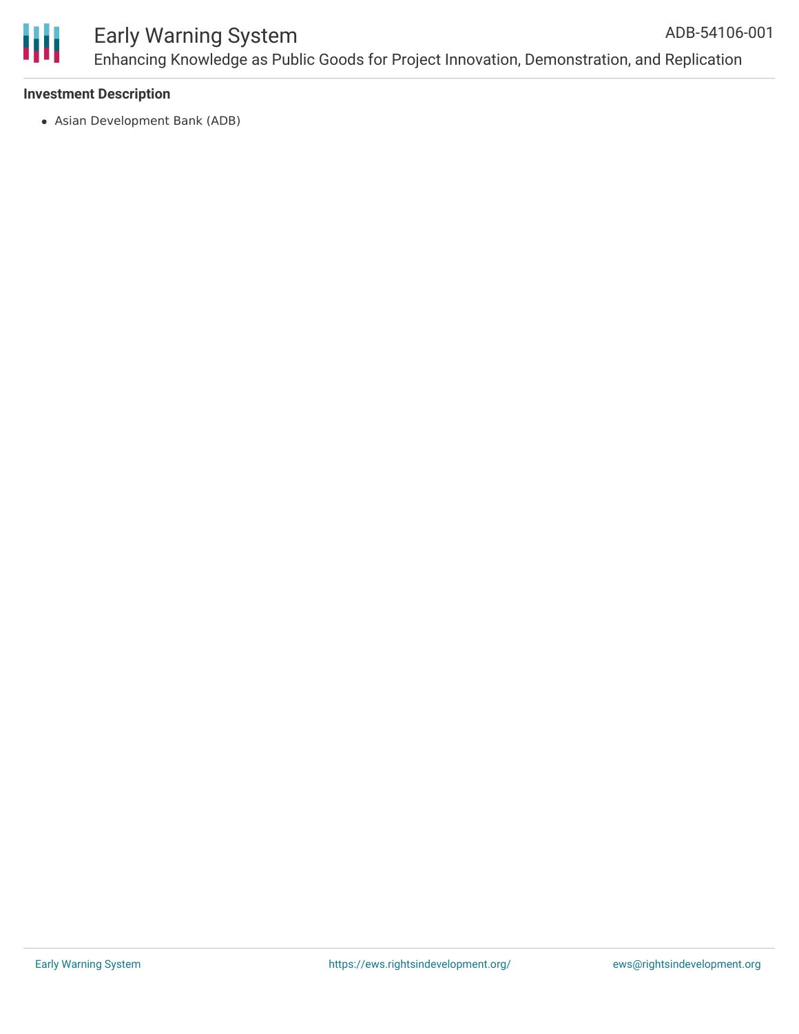**Investment Description**

- Asian Development Bank (ADB)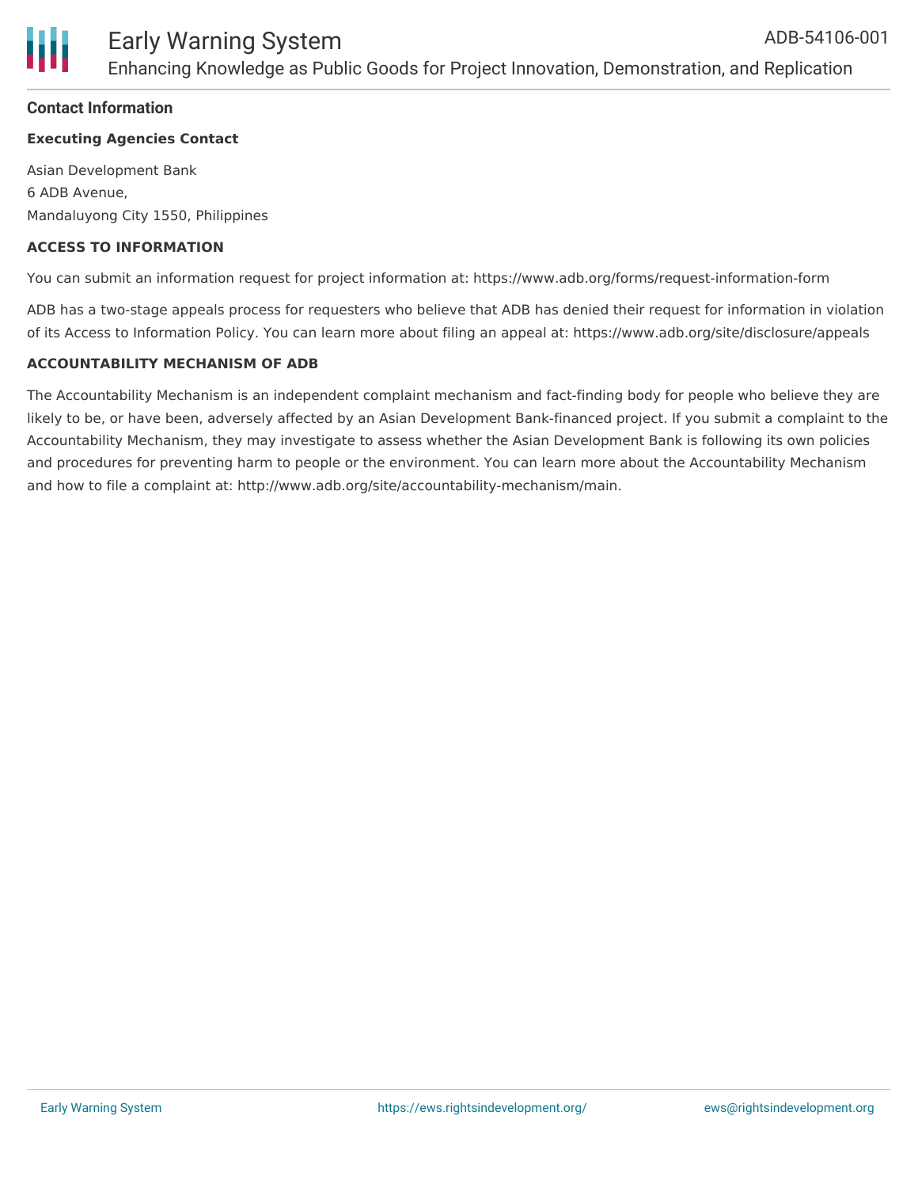## Contact Information

**Executing Agencies Contact**

Asian Development Bank
6 ADB Avenue,
Mandaluyong City 1550, Philippines

**ACCESS TO INFORMATION**

You can submit an information request for project information at: https://www.adb.org/forms/request-information-form

ADB has a two-stage appeals process for requesters who believe that ADB has denied their request for information in violation of its Access to Information Policy. You can learn more about filing an appeal at: https://www.adb.org/site/disclosure/appeals

**ACCOUNTABILITY MECHANISM OF ADB**

The Accountability Mechanism is an independent complaint mechanism and fact-finding body for people who believe they are likely to be, or have been, adversely affected by an Asian Development Bank-financed project. If you submit a complaint to the Accountability Mechanism, they may investigate to assess whether the Asian Development Bank is following its own policies and procedures for preventing harm to people or the environment. You can learn more about the Accountability Mechanism and how to file a complaint at: http://www.adb.org/site/accountability-mechanism/main.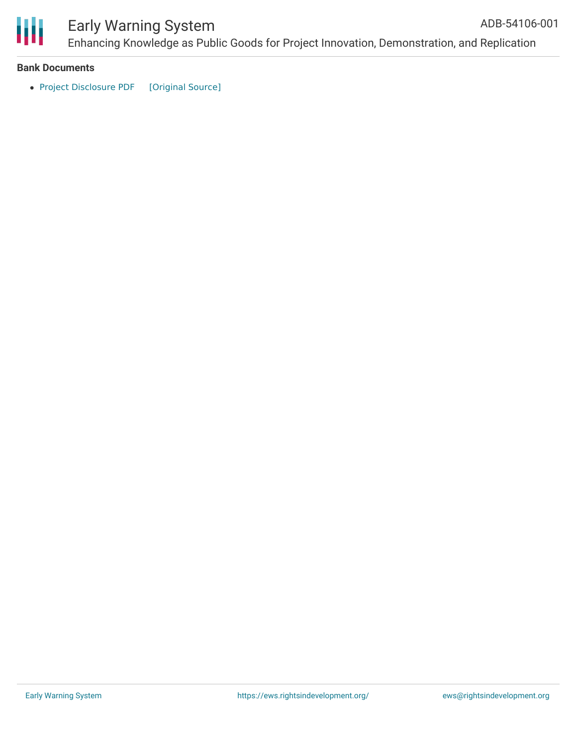### Bank Documents

- Project Disclosure PDF [Original Source]